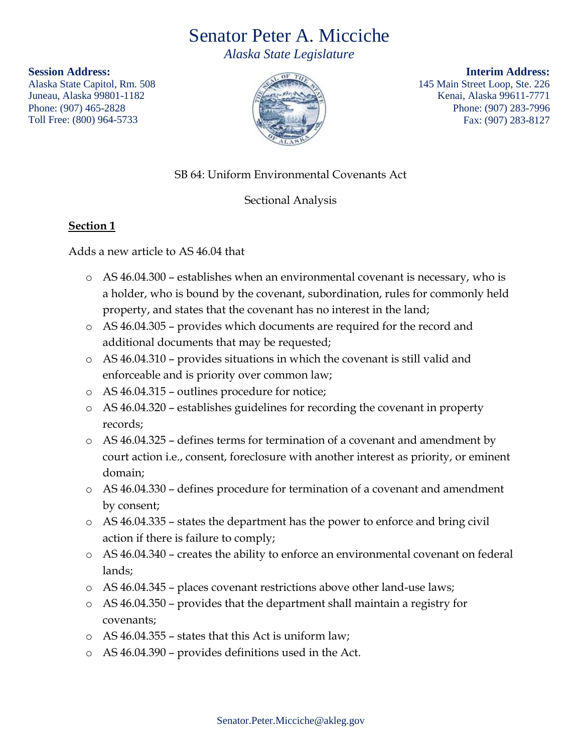# Senator Peter A. Micciche

*Alaska State Legislature*

**Session Address:**
Alaska State Capitol, Rm. 508
Juneau, Alaska 99801-1182
Phone: (907) 465-2828
Toll Free: (800) 964-5733

**Interim Address:**
145 Main Street Loop, Ste. 226
Kenai, Alaska 99611-7771
Phone: (907) 283-7996
Fax: (907) 283-8127

SB 64: Uniform Environmental Covenants Act

Sectional Analysis

**Section 1**

Adds a new article to AS 46.04 that

- AS 46.04.300 – establishes when an environmental covenant is necessary, who is a holder, who is bound by the covenant, subordination, rules for commonly held property, and states that the covenant has no interest in the land;
- AS 46.04.305 – provides which documents are required for the record and additional documents that may be requested;
- AS 46.04.310 – provides situations in which the covenant is still valid and enforceable and is priority over common law;
- AS 46.04.315 – outlines procedure for notice;
- AS 46.04.320 – establishes guidelines for recording the covenant in property records;
- AS 46.04.325 – defines terms for termination of a covenant and amendment by court action i.e., consent, foreclosure with another interest as priority, or eminent domain;
- AS 46.04.330 – defines procedure for termination of a covenant and amendment by consent;
- AS 46.04.335 – states the department has the power to enforce and bring civil action if there is failure to comply;
- AS 46.04.340 – creates the ability to enforce an environmental covenant on federal lands;
- AS 46.04.345 – places covenant restrictions above other land-use laws;
- AS 46.04.350 – provides that the department shall maintain a registry for covenants;
- AS 46.04.355 – states that this Act is uniform law;
- AS 46.04.390 – provides definitions used in the Act.

Senator.Peter.Micciche@akleg.gov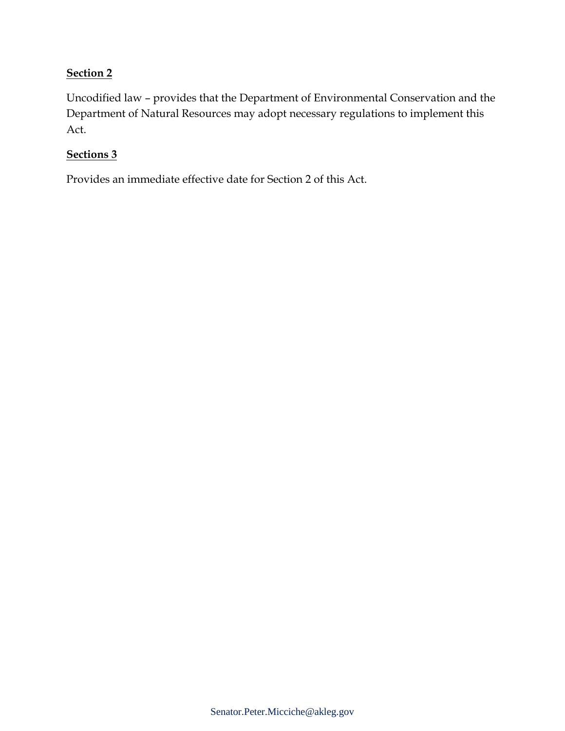**Section 2**

Uncodified law – provides that the Department of Environmental Conservation and the Department of Natural Resources may adopt necessary regulations to implement this Act.

**Sections 3**

Provides an immediate effective date for Section 2 of this Act.

Senator.Peter.Micciche@akleg.gov